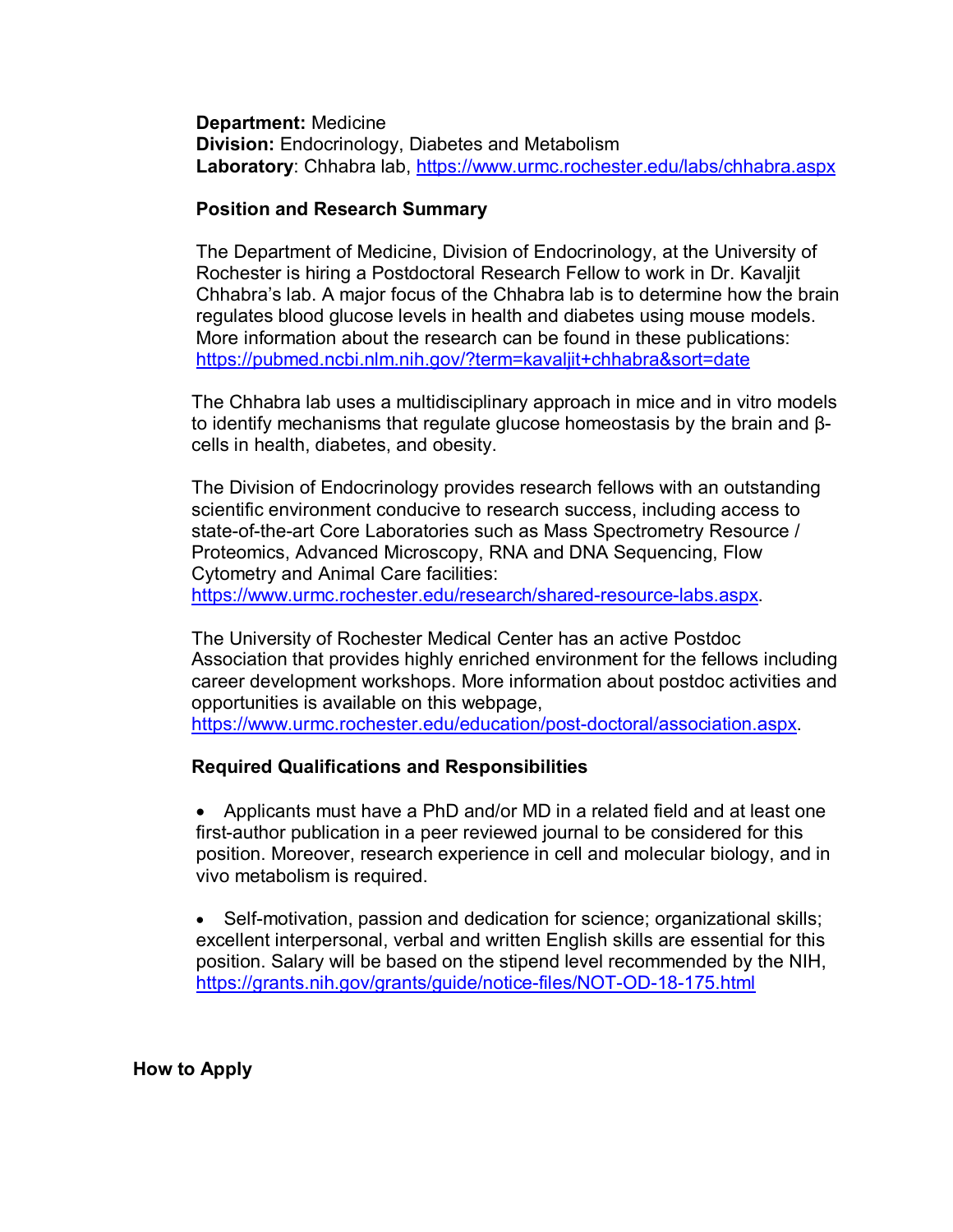**Department:** Medicine
**Division:** Endocrinology, Diabetes and Metabolism
**Laboratory**: Chhabra lab, https://www.urmc.rochester.edu/labs/chhabra.aspx

## Position and Research Summary

The Department of Medicine, Division of Endocrinology, at the University of Rochester is hiring a Postdoctoral Research Fellow to work in Dr. Kavaljit Chhabra's lab. A major focus of the Chhabra lab is to determine how the brain regulates blood glucose levels in health and diabetes using mouse models. More information about the research can be found in these publications: https://pubmed.ncbi.nlm.nih.gov/?term=kavaljit+chhabra&sort=date

The Chhabra lab uses a multidisciplinary approach in mice and in vitro models to identify mechanisms that regulate glucose homeostasis by the brain and β-cells in health, diabetes, and obesity.

The Division of Endocrinology provides research fellows with an outstanding scientific environment conducive to research success, including access to state-of-the-art Core Laboratories such as Mass Spectrometry Resource / Proteomics, Advanced Microscopy, RNA and DNA Sequencing, Flow Cytometry and Animal Care facilities: https://www.urmc.rochester.edu/research/shared-resource-labs.aspx.

The University of Rochester Medical Center has an active Postdoc Association that provides highly enriched environment for the fellows including career development workshops. More information about postdoc activities and opportunities is available on this webpage, https://www.urmc.rochester.edu/education/post-doctoral/association.aspx.

## Required Qualifications and Responsibilities

- Applicants must have a PhD and/or MD in a related field and at least one first-author publication in a peer reviewed journal to be considered for this position. Moreover, research experience in cell and molecular biology, and in vivo metabolism is required.

- Self-motivation, passion and dedication for science; organizational skills; excellent interpersonal, verbal and written English skills are essential for this position. Salary will be based on the stipend level recommended by the NIH, https://grants.nih.gov/grants/guide/notice-files/NOT-OD-18-175.html

## How to Apply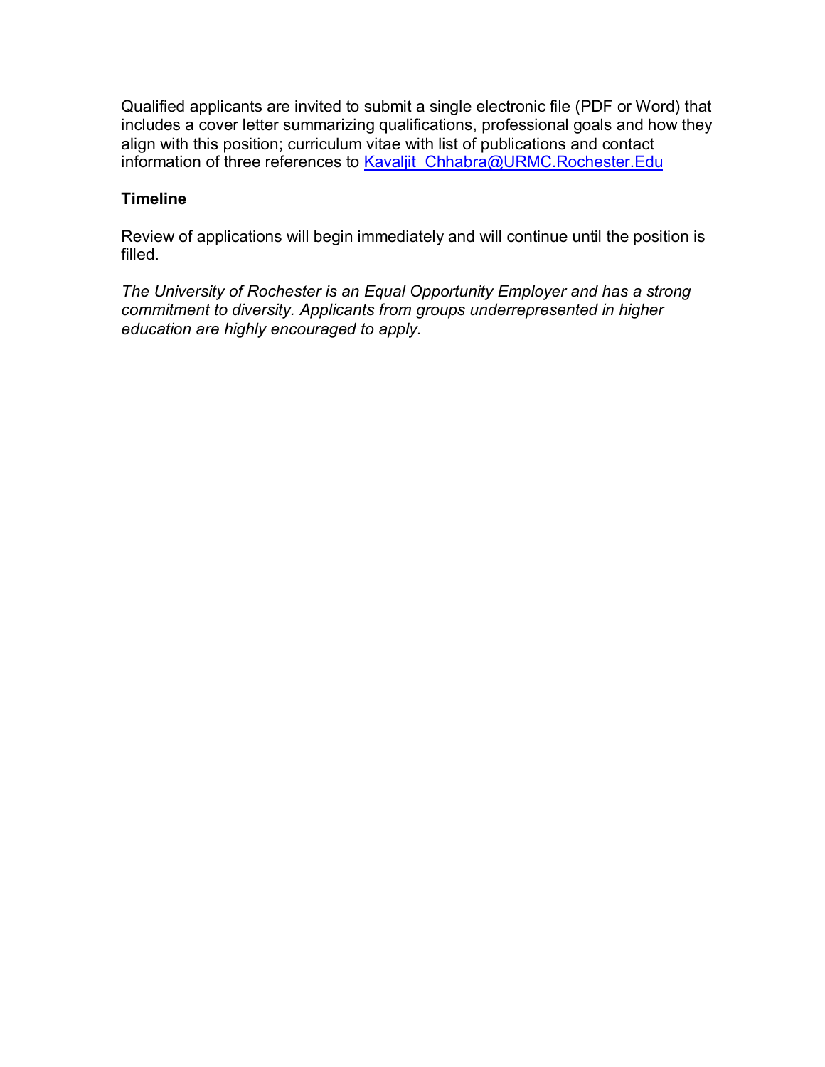Qualified applicants are invited to submit a single electronic file (PDF or Word) that includes a cover letter summarizing qualifications, professional goals and how they align with this position; curriculum vitae with list of publications and contact information of three references to Kavaljit_Chhabra@URMC.Rochester.Edu

**Timeline**

Review of applications will begin immediately and will continue until the position is filled.

*The University of Rochester is an Equal Opportunity Employer and has a strong commitment to diversity. Applicants from groups underrepresented in higher education are highly encouraged to apply.*